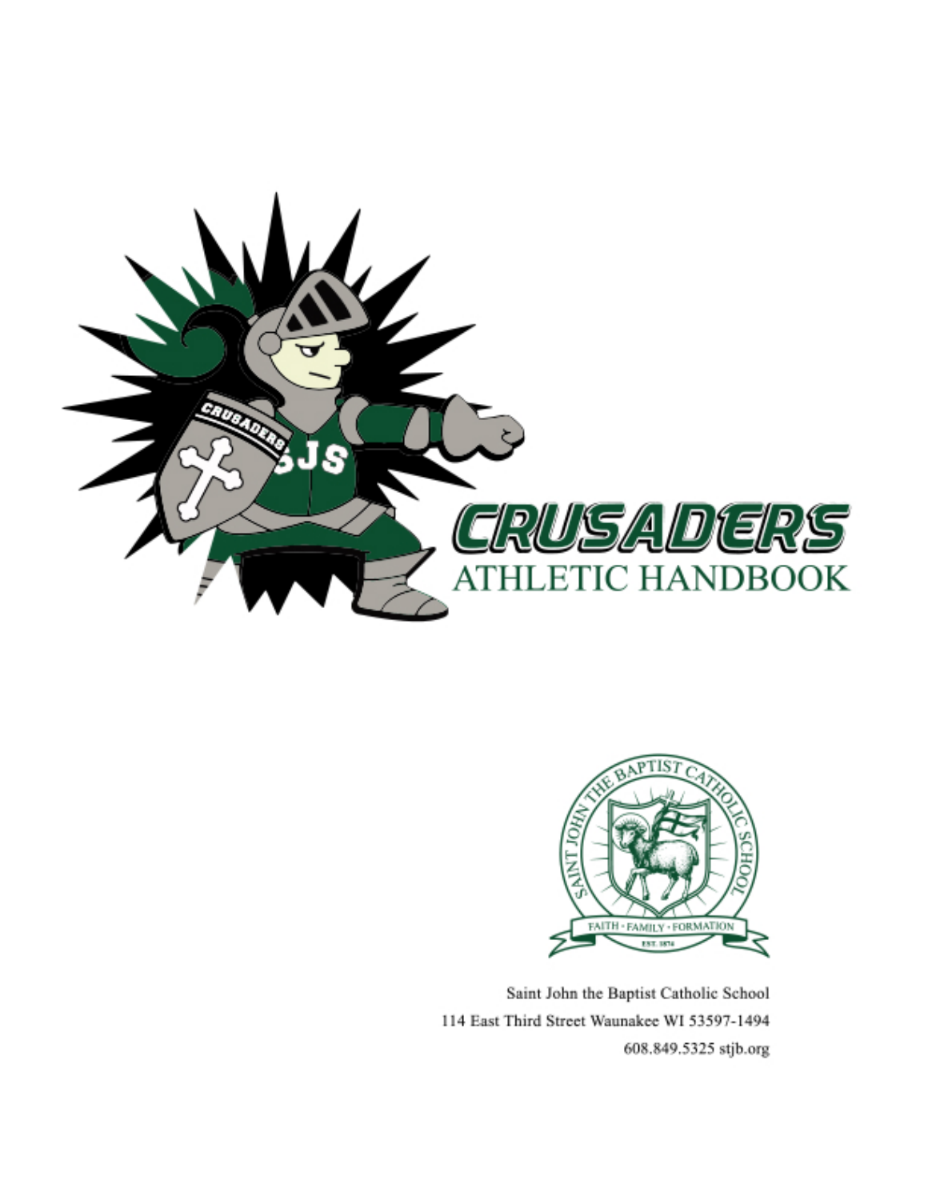# CRUSADERS ATHLETIC HANDBOOK

Saint John the Baptist Catholic School

114 East Third Street Waunakee WI 53597-1494

608.849.5325 stjb.org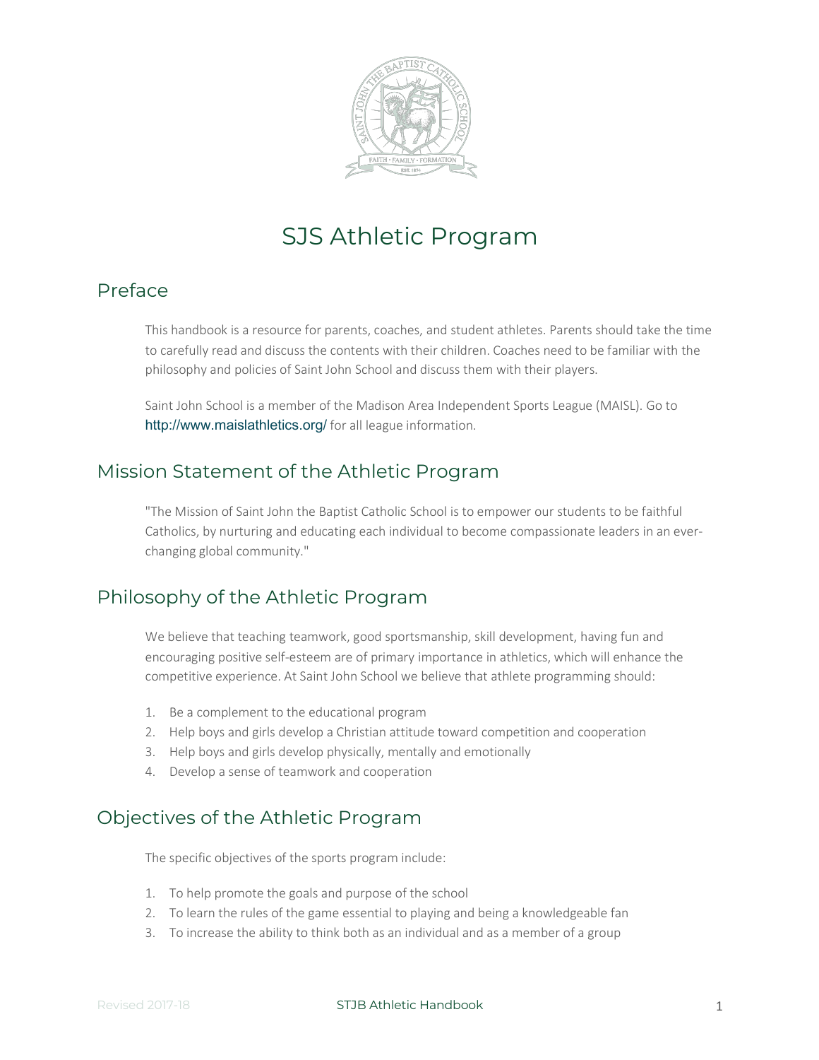# SJS Athletic Program

## Preface

This handbook is a resource for parents, coaches, and student athletes. Parents should take the time to carefully read and discuss the contents with their children. Coaches need to be familiar with the philosophy and policies of Saint John School and discuss them with their players.

Saint John School is a member of the Madison Area Independent Sports League (MAISL). Go to http://www.maislathletics.org/ for all league information.

## Mission Statement of the Athletic Program

"The Mission of Saint John the Baptist Catholic School is to empower our students to be faithful Catholics, by nurturing and educating each individual to become compassionate leaders in an ever-changing global community."

## Philosophy of the Athletic Program

We believe that teaching teamwork, good sportsmanship, skill development, having fun and encouraging positive self-esteem are of primary importance in athletics, which will enhance the competitive experience. At Saint John School we believe that athlete programming should:

1. Be a complement to the educational program
2. Help boys and girls develop a Christian attitude toward competition and cooperation
3. Help boys and girls develop physically, mentally and emotionally
4. Develop a sense of teamwork and cooperation

## Objectives of the Athletic Program

The specific objectives of the sports program include:

1. To help promote the goals and purpose of the school
2. To learn the rules of the game essential to playing and being a knowledgeable fan
3. To increase the ability to think both as an individual and as a member of a group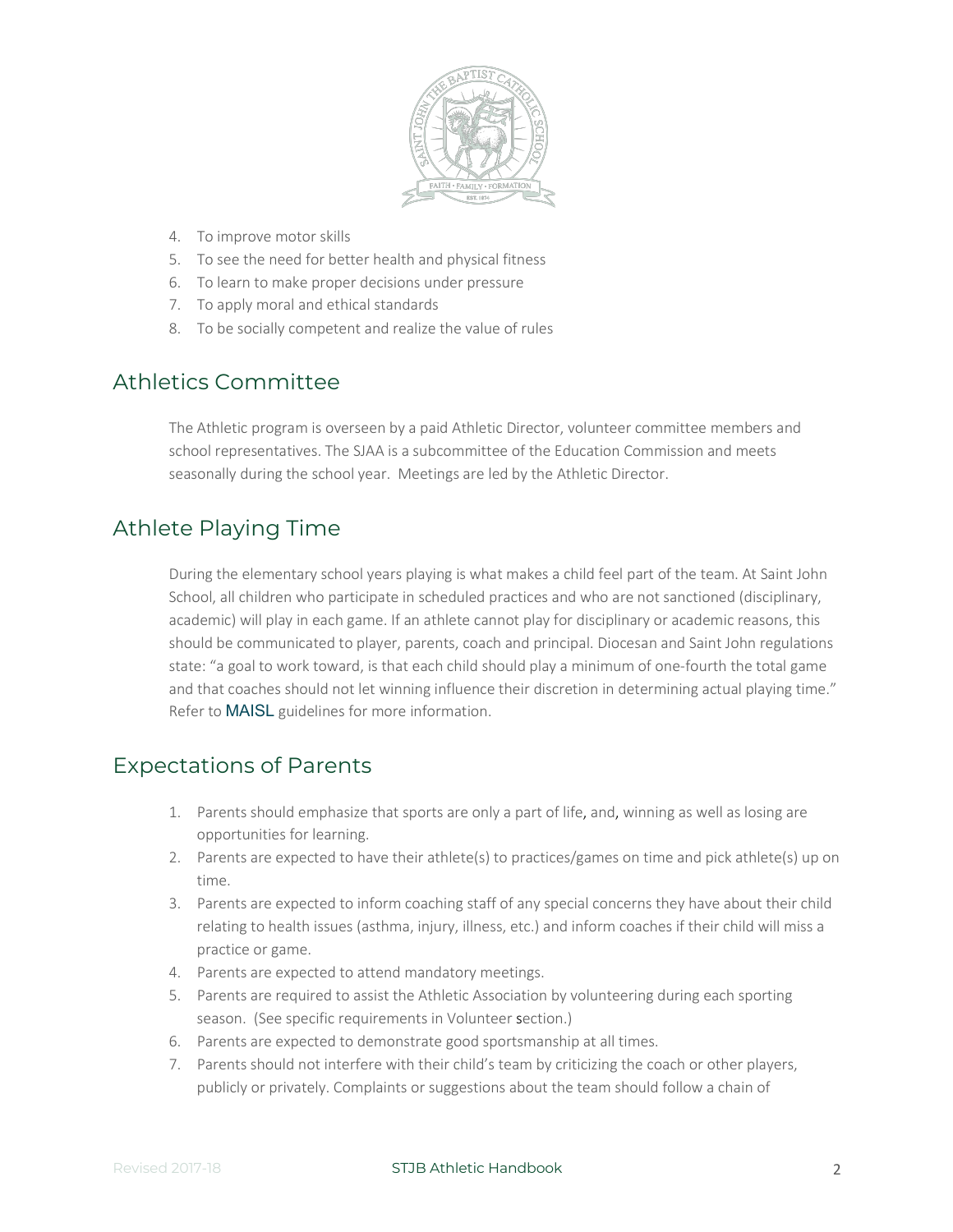4. To improve motor skills
5. To see the need for better health and physical fitness
6. To learn to make proper decisions under pressure
7. To apply moral and ethical standards
8. To be socially competent and realize the value of rules

## Athletics Committee

The Athletic program is overseen by a paid Athletic Director, volunteer committee members and school representatives. The SJAA is a subcommittee of the Education Commission and meets seasonally during the school year. Meetings are led by the Athletic Director.

## Athlete Playing Time

During the elementary school years playing is what makes a child feel part of the team. At Saint John School, all children who participate in scheduled practices and who are not sanctioned (disciplinary, academic) will play in each game. If an athlete cannot play for disciplinary or academic reasons, this should be communicated to player, parents, coach and principal. Diocesan and Saint John regulations state: "a goal to work toward, is that each child should play a minimum of one-fourth the total game and that coaches should not let winning influence their discretion in determining actual playing time." Refer to MAISL guidelines for more information.

## Expectations of Parents

1. Parents should emphasize that sports are only a part of life, and, winning as well as losing are opportunities for learning.
2. Parents are expected to have their athlete(s) to practices/games on time and pick athlete(s) up on time.
3. Parents are expected to inform coaching staff of any special concerns they have about their child relating to health issues (asthma, injury, illness, etc.) and inform coaches if their child will miss a practice or game.
4. Parents are expected to attend mandatory meetings.
5. Parents are required to assist the Athletic Association by volunteering during each sporting season. (See specific requirements in Volunteer section.)
6. Parents are expected to demonstrate good sportsmanship at all times.
7. Parents should not interfere with their child's team by criticizing the coach or other players, publicly or privately. Complaints or suggestions about the team should follow a chain of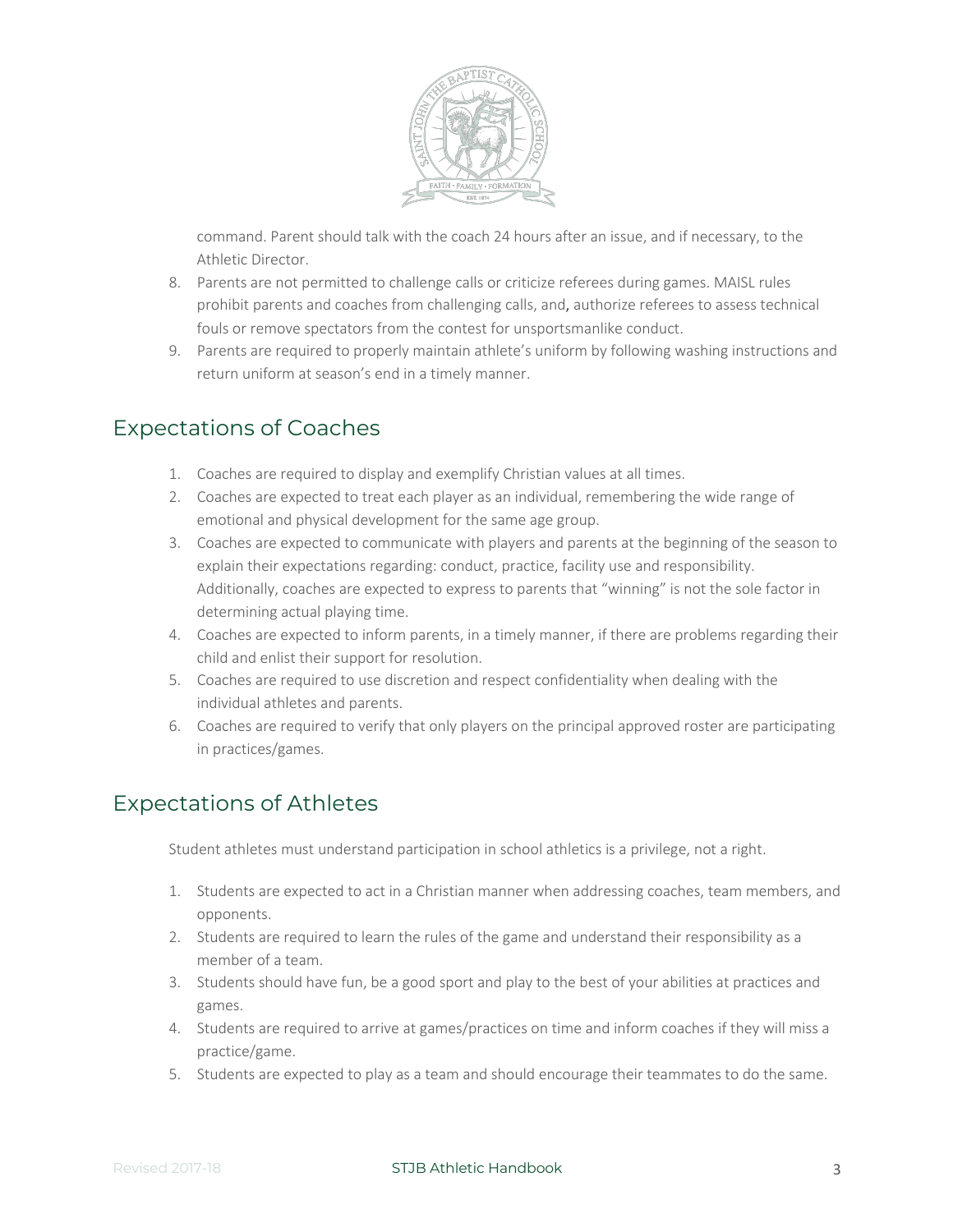command. Parent should talk with the coach 24 hours after an issue, and if necessary, to the Athletic Director.

8. Parents are not permitted to challenge calls or criticize referees during games. MAISL rules prohibit parents and coaches from challenging calls, and, authorize referees to assess technical fouls or remove spectators from the contest for unsportsmanlike conduct.
9. Parents are required to properly maintain athlete's uniform by following washing instructions and return uniform at season's end in a timely manner.

## Expectations of Coaches

1. Coaches are required to display and exemplify Christian values at all times.
2. Coaches are expected to treat each player as an individual, remembering the wide range of emotional and physical development for the same age group.
3. Coaches are expected to communicate with players and parents at the beginning of the season to explain their expectations regarding: conduct, practice, facility use and responsibility. Additionally, coaches are expected to express to parents that "winning" is not the sole factor in determining actual playing time.
4. Coaches are expected to inform parents, in a timely manner, if there are problems regarding their child and enlist their support for resolution.
5. Coaches are required to use discretion and respect confidentiality when dealing with the individual athletes and parents.
6. Coaches are required to verify that only players on the principal approved roster are participating in practices/games.

## Expectations of Athletes

Student athletes must understand participation in school athletics is a privilege, not a right.

1. Students are expected to act in a Christian manner when addressing coaches, team members, and opponents.
2. Students are required to learn the rules of the game and understand their responsibility as a member of a team.
3. Students should have fun, be a good sport and play to the best of your abilities at practices and games.
4. Students are required to arrive at games/practices on time and inform coaches if they will miss a practice/game.
5. Students are expected to play as a team and should encourage their teammates to do the same.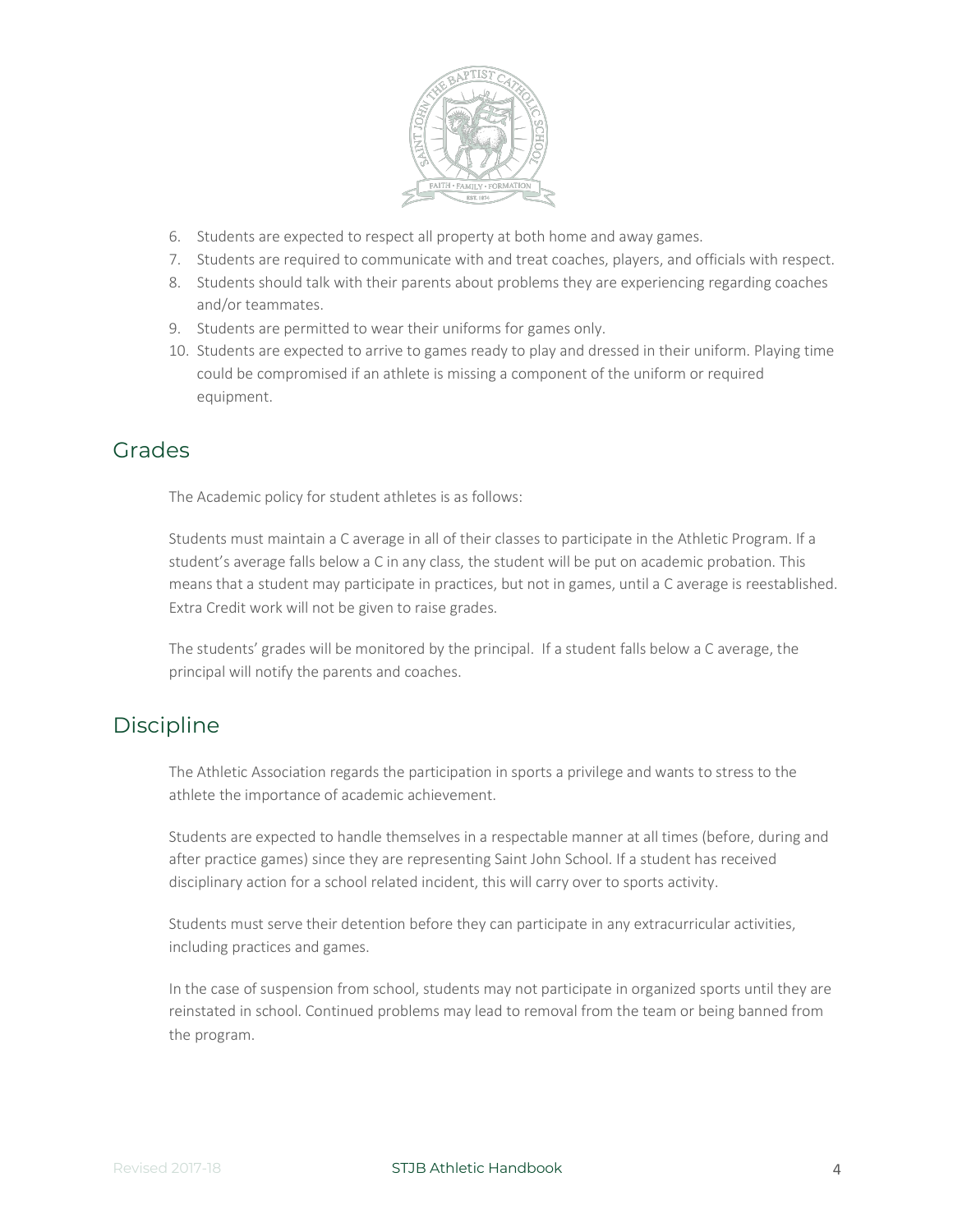6. Students are expected to respect all property at both home and away games.
7. Students are required to communicate with and treat coaches, players, and officials with respect.
8. Students should talk with their parents about problems they are experiencing regarding coaches and/or teammates.
9. Students are permitted to wear their uniforms for games only.
10. Students are expected to arrive to games ready to play and dressed in their uniform. Playing time could be compromised if an athlete is missing a component of the uniform or required equipment.

## Grades

The Academic policy for student athletes is as follows:

Students must maintain a C average in all of their classes to participate in the Athletic Program. If a student's average falls below a C in any class, the student will be put on academic probation. This means that a student may participate in practices, but not in games, until a C average is reestablished. Extra Credit work will not be given to raise grades.

The students' grades will be monitored by the principal. If a student falls below a C average, the principal will notify the parents and coaches.

## Discipline

The Athletic Association regards the participation in sports a privilege and wants to stress to the athlete the importance of academic achievement.

Students are expected to handle themselves in a respectable manner at all times (before, during and after practice games) since they are representing Saint John School. If a student has received disciplinary action for a school related incident, this will carry over to sports activity.

Students must serve their detention before they can participate in any extracurricular activities, including practices and games.

In the case of suspension from school, students may not participate in organized sports until they are reinstated in school. Continued problems may lead to removal from the team or being banned from the program.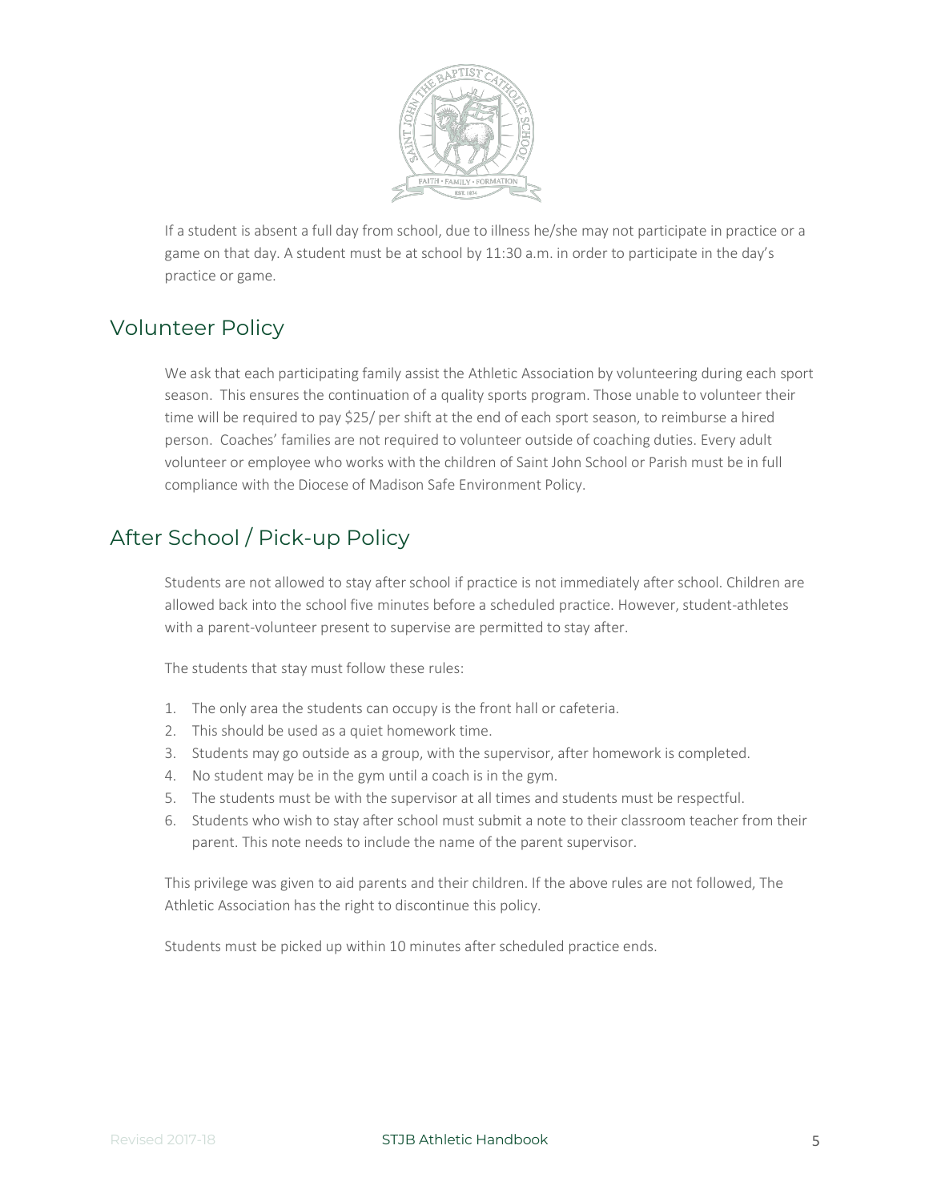If a student is absent a full day from school, due to illness he/she may not participate in practice or a game on that day. A student must be at school by 11:30 a.m. in order to participate in the day's practice or game.

## Volunteer Policy

We ask that each participating family assist the Athletic Association by volunteering during each sport season. This ensures the continuation of a quality sports program. Those unable to volunteer their time will be required to pay $25/ per shift at the end of each sport season, to reimburse a hired person. Coaches' families are not required to volunteer outside of coaching duties. Every adult volunteer or employee who works with the children of Saint John School or Parish must be in full compliance with the Diocese of Madison Safe Environment Policy.

## After School / Pick-up Policy

Students are not allowed to stay after school if practice is not immediately after school. Children are allowed back into the school five minutes before a scheduled practice. However, student-athletes with a parent-volunteer present to supervise are permitted to stay after.

The students that stay must follow these rules:

1. The only area the students can occupy is the front hall or cafeteria.
2. This should be used as a quiet homework time.
3. Students may go outside as a group, with the supervisor, after homework is completed.
4. No student may be in the gym until a coach is in the gym.
5. The students must be with the supervisor at all times and students must be respectful.
6. Students who wish to stay after school must submit a note to their classroom teacher from their parent. This note needs to include the name of the parent supervisor.

This privilege was given to aid parents and their children. If the above rules are not followed, The Athletic Association has the right to discontinue this policy.

Students must be picked up within 10 minutes after scheduled practice ends.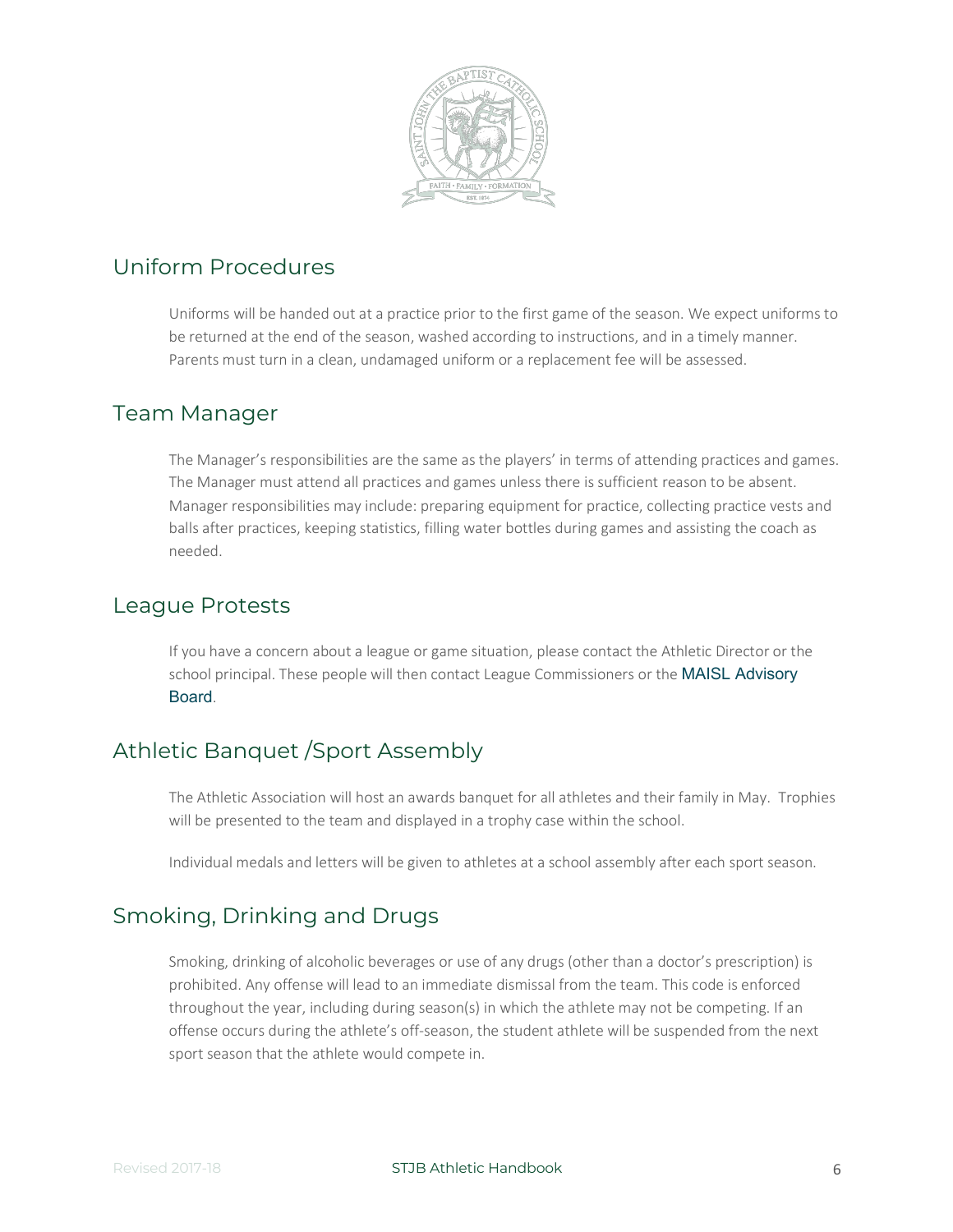## Uniform Procedures

Uniforms will be handed out at a practice prior to the first game of the season. We expect uniforms to be returned at the end of the season, washed according to instructions, and in a timely manner. Parents must turn in a clean, undamaged uniform or a replacement fee will be assessed.

## Team Manager

The Manager's responsibilities are the same as the players' in terms of attending practices and games. The Manager must attend all practices and games unless there is sufficient reason to be absent. Manager responsibilities may include: preparing equipment for practice, collecting practice vests and balls after practices, keeping statistics, filling water bottles during games and assisting the coach as needed.

## League Protests

If you have a concern about a league or game situation, please contact the Athletic Director or the school principal. These people will then contact League Commissioners or the MAISL Advisory Board.

## Athletic Banquet /Sport Assembly

The Athletic Association will host an awards banquet for all athletes and their family in May. Trophies will be presented to the team and displayed in a trophy case within the school.

Individual medals and letters will be given to athletes at a school assembly after each sport season.

## Smoking, Drinking and Drugs

Smoking, drinking of alcoholic beverages or use of any drugs (other than a doctor's prescription) is prohibited. Any offense will lead to an immediate dismissal from the team. This code is enforced throughout the year, including during season(s) in which the athlete may not be competing. If an offense occurs during the athlete's off-season, the student athlete will be suspended from the next sport season that the athlete would compete in.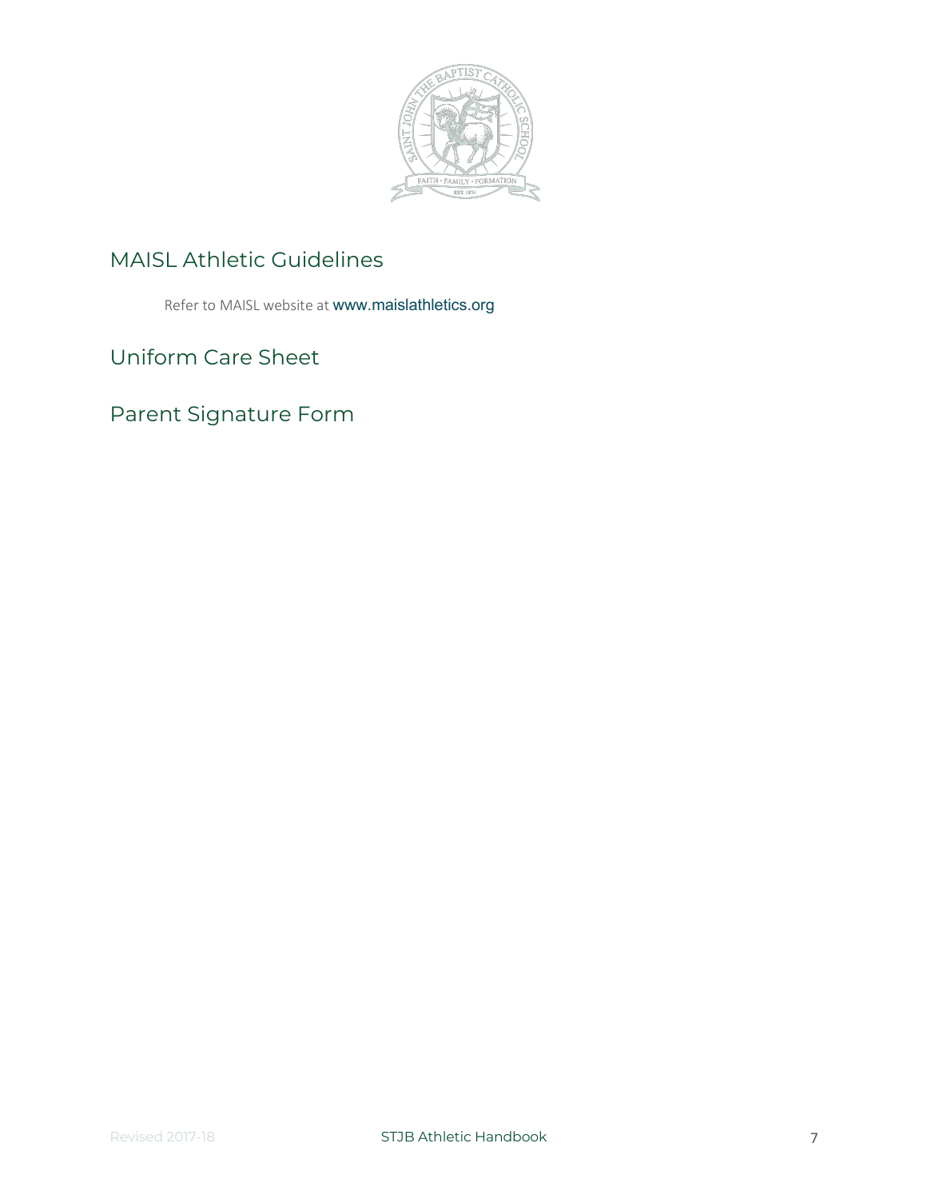## MAISL Athletic Guidelines

Refer to MAISL website at www.maislathletics.org

## Uniform Care Sheet

## Parent Signature Form